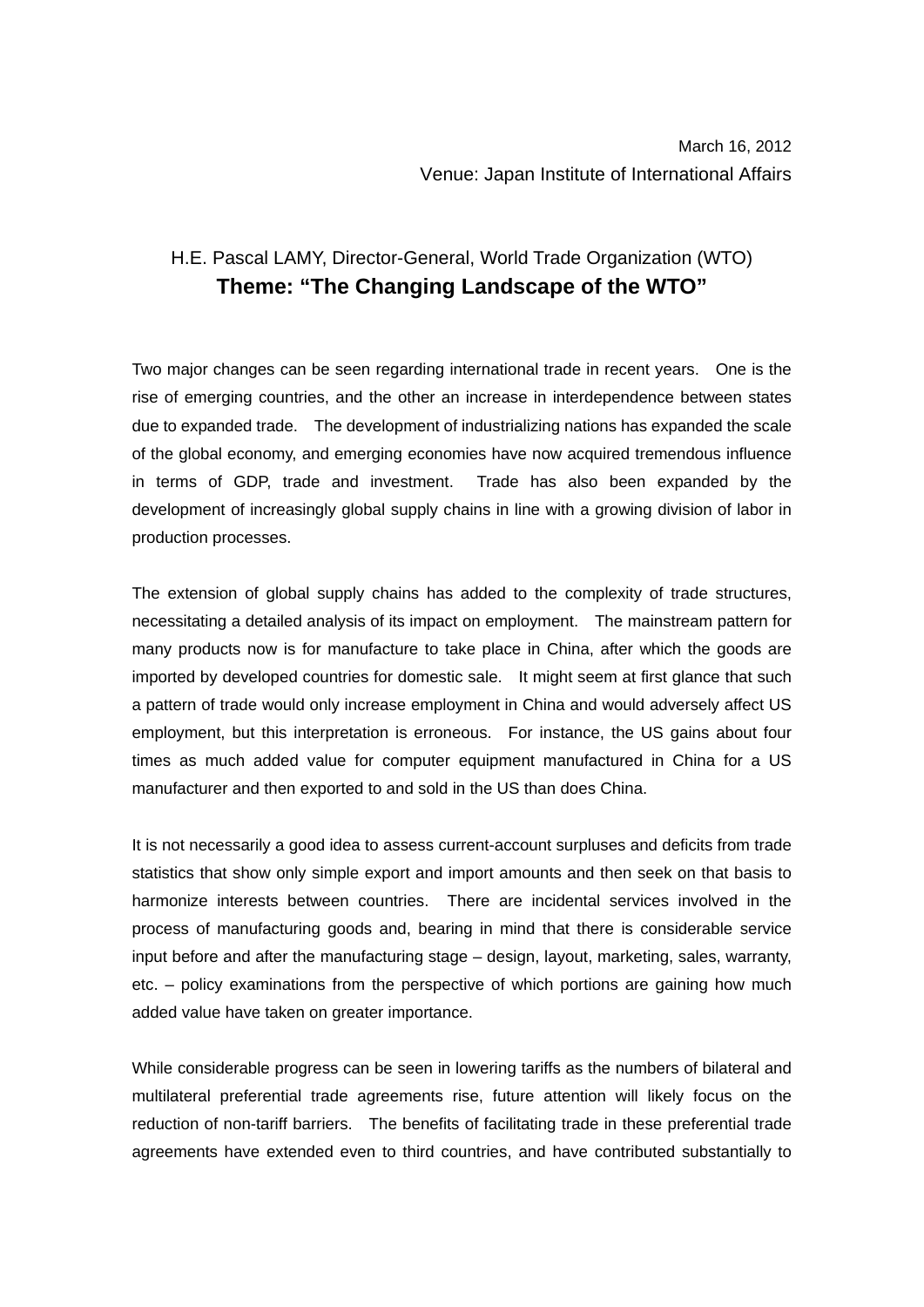March 16, 2012

Venue: Japan Institute of International Affairs

H.E. Pascal LAMY, Director-General, World Trade Organization (WTO)

# Theme: "The Changing Landscape of the WTO"

Two major changes can be seen regarding international trade in recent years. One is the rise of emerging countries, and the other an increase in interdependence between states due to expanded trade. The development of industrializing nations has expanded the scale of the global economy, and emerging economies have now acquired tremendous influence in terms of GDP, trade and investment. Trade has also been expanded by the development of increasingly global supply chains in line with a growing division of labor in production processes.

The extension of global supply chains has added to the complexity of trade structures, necessitating a detailed analysis of its impact on employment. The mainstream pattern for many products now is for manufacture to take place in China, after which the goods are imported by developed countries for domestic sale. It might seem at first glance that such a pattern of trade would only increase employment in China and would adversely affect US employment, but this interpretation is erroneous. For instance, the US gains about four times as much added value for computer equipment manufactured in China for a US manufacturer and then exported to and sold in the US than does China.

It is not necessarily a good idea to assess current-account surpluses and deficits from trade statistics that show only simple export and import amounts and then seek on that basis to harmonize interests between countries. There are incidental services involved in the process of manufacturing goods and, bearing in mind that there is considerable service input before and after the manufacturing stage – design, layout, marketing, sales, warranty, etc. – policy examinations from the perspective of which portions are gaining how much added value have taken on greater importance.

While considerable progress can be seen in lowering tariffs as the numbers of bilateral and multilateral preferential trade agreements rise, future attention will likely focus on the reduction of non-tariff barriers. The benefits of facilitating trade in these preferential trade agreements have extended even to third countries, and have contributed substantially to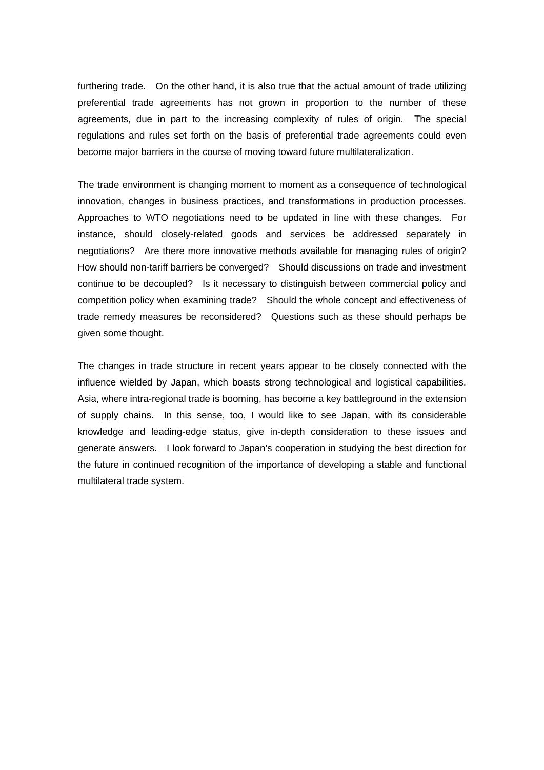furthering trade. On the other hand, it is also true that the actual amount of trade utilizing preferential trade agreements has not grown in proportion to the number of these agreements, due in part to the increasing complexity of rules of origin. The special regulations and rules set forth on the basis of preferential trade agreements could even become major barriers in the course of moving toward future multilateralization.

The trade environment is changing moment to moment as a consequence of technological innovation, changes in business practices, and transformations in production processes. Approaches to WTO negotiations need to be updated in line with these changes. For instance, should closely-related goods and services be addressed separately in negotiations? Are there more innovative methods available for managing rules of origin? How should non-tariff barriers be converged? Should discussions on trade and investment continue to be decoupled? Is it necessary to distinguish between commercial policy and competition policy when examining trade? Should the whole concept and effectiveness of trade remedy measures be reconsidered? Questions such as these should perhaps be given some thought.

The changes in trade structure in recent years appear to be closely connected with the influence wielded by Japan, which boasts strong technological and logistical capabilities. Asia, where intra-regional trade is booming, has become a key battleground in the extension of supply chains. In this sense, too, I would like to see Japan, with its considerable knowledge and leading-edge status, give in-depth consideration to these issues and generate answers. I look forward to Japan's cooperation in studying the best direction for the future in continued recognition of the importance of developing a stable and functional multilateral trade system.